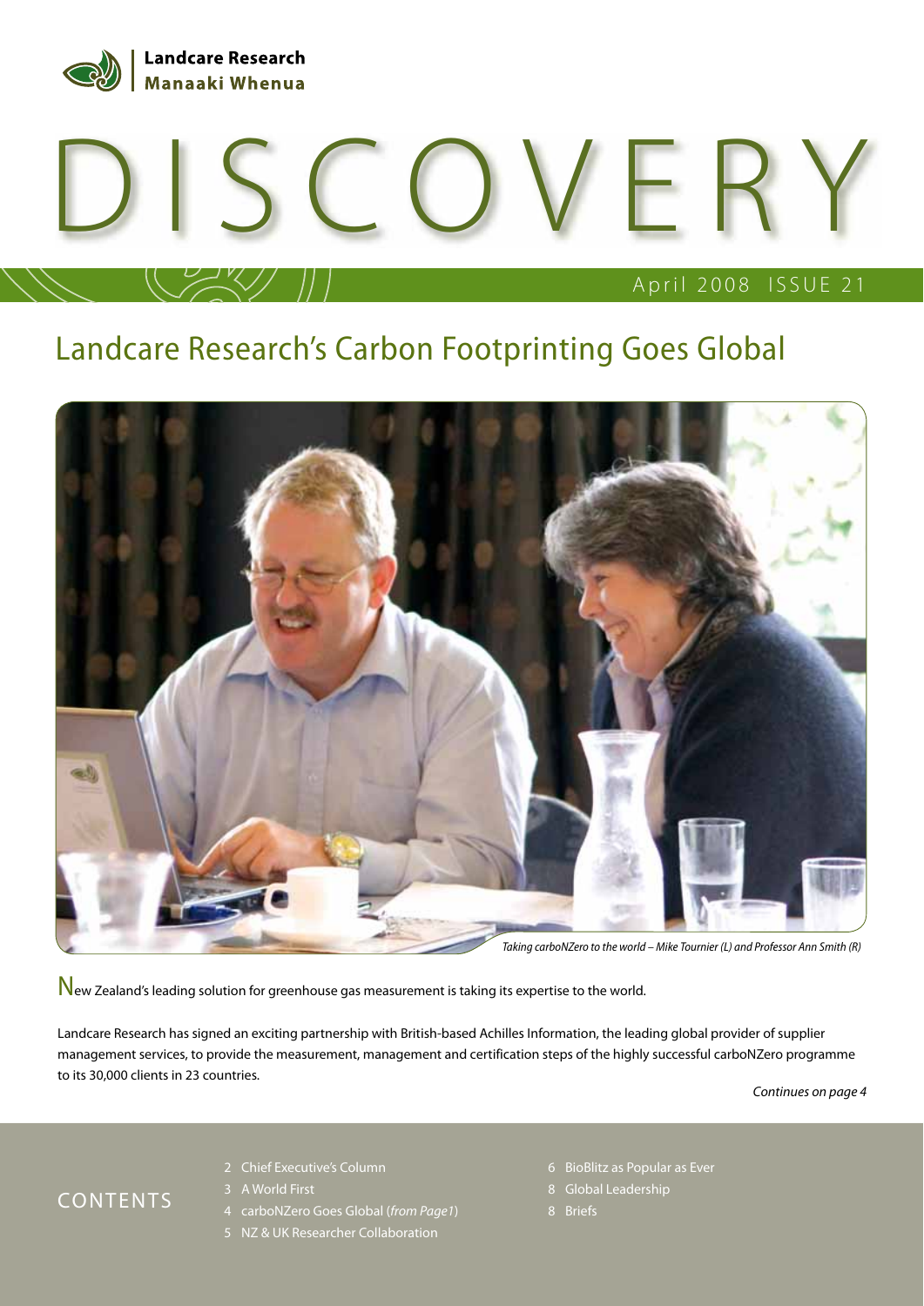Landcare Research
Manaaki Whenua

# DISCOVERY

April 2008 ISSUE 21

## Landcare Research's Carbon Footprinting Goes Global

*Taking carboNZero to the world – Mike Tournier (L) and Professor Ann Smith (R)*

New Zealand's leading solution for greenhouse gas measurement is taking its expertise to the world.

Landcare Research has signed an exciting partnership with British-based Achilles Information, the leading global provider of supplier management services, to provide the measurement, management and certification steps of the highly successful carboNZero programme to its 30,000 clients in 23 countries.

*Continues on page 4*

## CONTENTS

- 2 Chief Executive's Column
- 3 A World First
- 4 carboNZero Goes Global (*from Page1*)
- 5 NZ & UK Researcher Collaboration
- 6 BioBlitz as Popular as Ever
- 8 Global Leadership
- 8 Briefs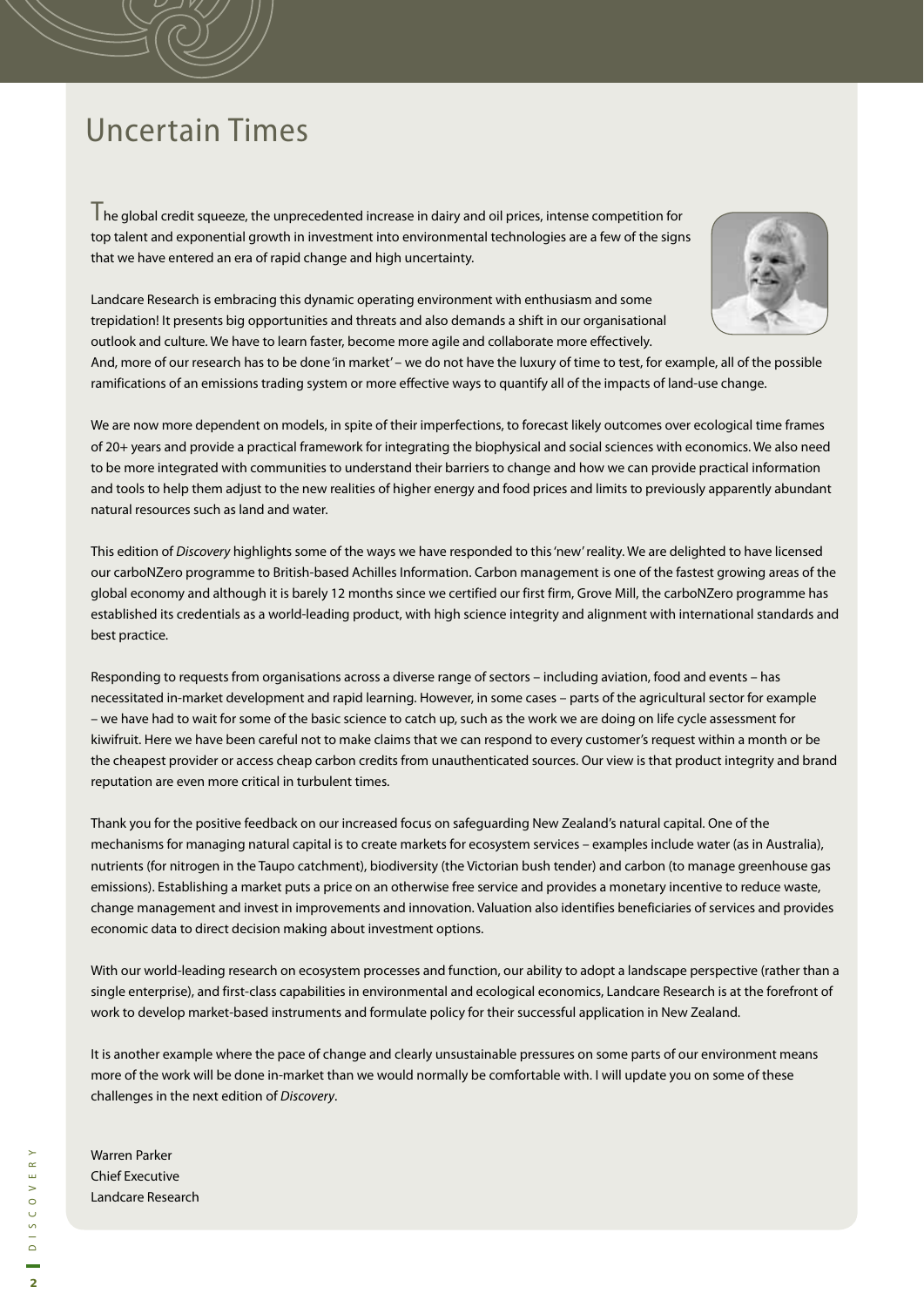# Uncertain Times

The global credit squeeze, the unprecedented increase in dairy and oil prices, intense competition for top talent and exponential growth in investment into environmental technologies are a few of the signs that we have entered an era of rapid change and high uncertainty.

Landcare Research is embracing this dynamic operating environment with enthusiasm and some trepidation! It presents big opportunities and threats and also demands a shift in our organisational outlook and culture. We have to learn faster, become more agile and collaborate more effectively. And, more of our research has to be done 'in market' – we do not have the luxury of time to test, for example, all of the possible ramifications of an emissions trading system or more effective ways to quantify all of the impacts of land-use change.

We are now more dependent on models, in spite of their imperfections, to forecast likely outcomes over ecological time frames of 20+ years and provide a practical framework for integrating the biophysical and social sciences with economics. We also need to be more integrated with communities to understand their barriers to change and how we can provide practical information and tools to help them adjust to the new realities of higher energy and food prices and limits to previously apparently abundant natural resources such as land and water.

This edition of *Discovery* highlights some of the ways we have responded to this 'new' reality. We are delighted to have licensed our carboNZero programme to British-based Achilles Information. Carbon management is one of the fastest growing areas of the global economy and although it is barely 12 months since we certified our first firm, Grove Mill, the carboNZero programme has established its credentials as a world-leading product, with high science integrity and alignment with international standards and best practice.

Responding to requests from organisations across a diverse range of sectors – including aviation, food and events – has necessitated in-market development and rapid learning. However, in some cases – parts of the agricultural sector for example – we have had to wait for some of the basic science to catch up, such as the work we are doing on life cycle assessment for kiwifruit. Here we have been careful not to make claims that we can respond to every customer's request within a month or be the cheapest provider or access cheap carbon credits from unauthenticated sources. Our view is that product integrity and brand reputation are even more critical in turbulent times.

Thank you for the positive feedback on our increased focus on safeguarding New Zealand's natural capital. One of the mechanisms for managing natural capital is to create markets for ecosystem services – examples include water (as in Australia), nutrients (for nitrogen in the Taupo catchment), biodiversity (the Victorian bush tender) and carbon (to manage greenhouse gas emissions). Establishing a market puts a price on an otherwise free service and provides a monetary incentive to reduce waste, change management and invest in improvements and innovation. Valuation also identifies beneficiaries of services and provides economic data to direct decision making about investment options.

With our world-leading research on ecosystem processes and function, our ability to adopt a landscape perspective (rather than a single enterprise), and first-class capabilities in environmental and ecological economics, Landcare Research is at the forefront of work to develop market-based instruments and formulate policy for their successful application in New Zealand.

It is another example where the pace of change and clearly unsustainable pressures on some parts of our environment means more of the work will be done in-market than we would normally be comfortable with. I will update you on some of these challenges in the next edition of *Discovery*.

Warren Parker
Chief Executive
Landcare Research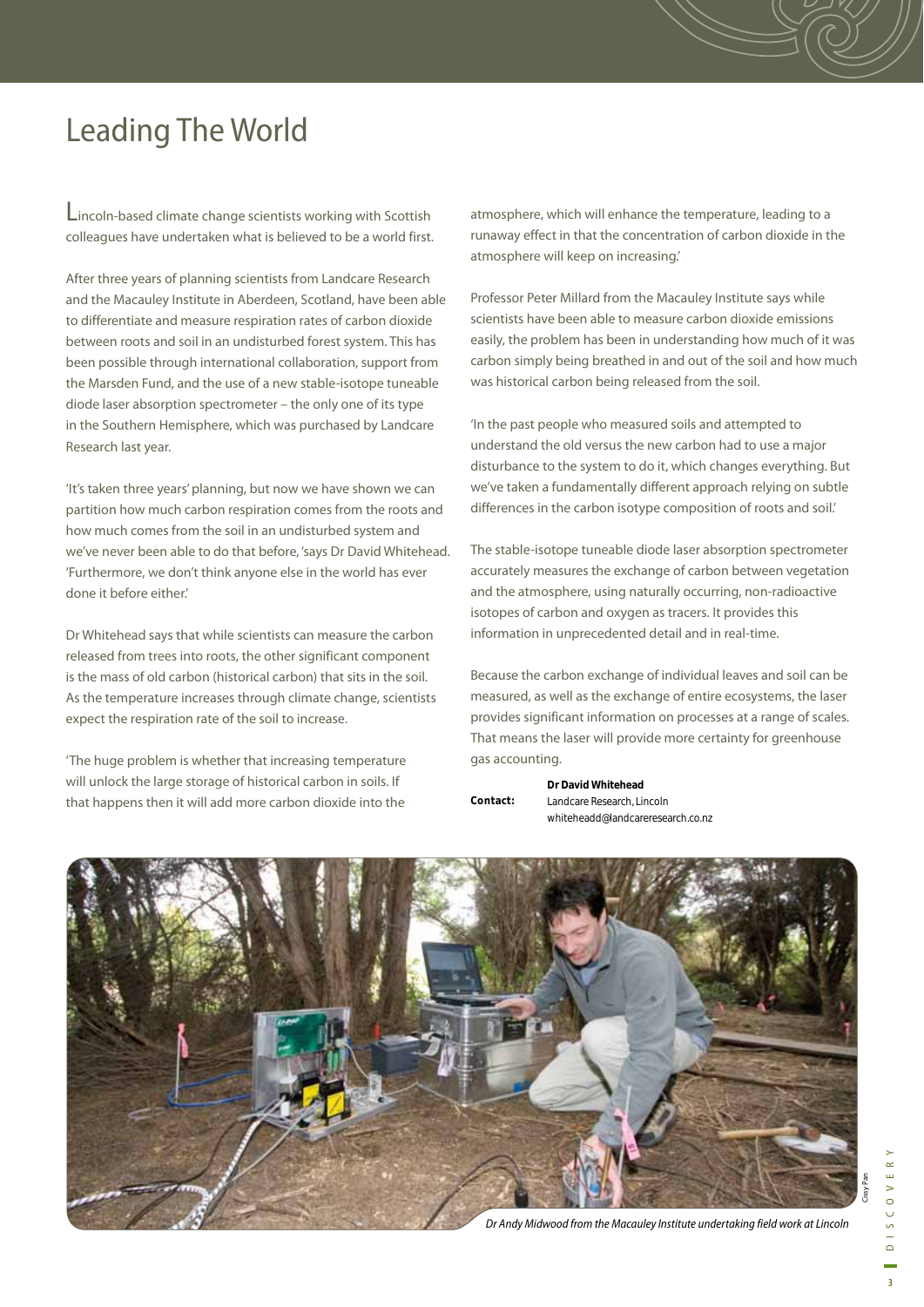# Leading The World

Lincoln-based climate change scientists working with Scottish colleagues have undertaken what is believed to be a world first.

After three years of planning scientists from Landcare Research and the Macauley Institute in Aberdeen, Scotland, have been able to differentiate and measure respiration rates of carbon dioxide between roots and soil in an undisturbed forest system. This has been possible through international collaboration, support from the Marsden Fund, and the use of a new stable-isotope tuneable diode laser absorption spectrometer – the only one of its type in the Southern Hemisphere, which was purchased by Landcare Research last year.

'It's taken three years' planning, but now we have shown we can partition how much carbon respiration comes from the roots and how much comes from the soil in an undisturbed system and we've never been able to do that before,' says Dr David Whitehead. 'Furthermore, we don't think anyone else in the world has ever done it before either.'

Dr Whitehead says that while scientists can measure the carbon released from trees into roots, the other significant component is the mass of old carbon (historical carbon) that sits in the soil. As the temperature increases through climate change, scientists expect the respiration rate of the soil to increase.

'The huge problem is whether that increasing temperature will unlock the large storage of historical carbon in soils. If that happens then it will add more carbon dioxide into the atmosphere, which will enhance the temperature, leading to a runaway effect in that the concentration of carbon dioxide in the atmosphere will keep on increasing.'

Professor Peter Millard from the Macauley Institute says while scientists have been able to measure carbon dioxide emissions easily, the problem has been in understanding how much of it was carbon simply being breathed in and out of the soil and how much was historical carbon being released from the soil.

'In the past people who measured soils and attempted to understand the old versus the new carbon had to use a major disturbance to the system to do it, which changes everything. But we've taken a fundamentally different approach relying on subtle differences in the carbon isotype composition of roots and soil.'

The stable-isotope tuneable diode laser absorption spectrometer accurately measures the exchange of carbon between vegetation and the atmosphere, using naturally occurring, non-radioactive isotopes of carbon and oxygen as tracers. It provides this information in unprecedented detail and in real-time.

Because the carbon exchange of individual leaves and soil can be measured, as well as the exchange of entire ecosystems, the laser provides significant information on processes at a range of scales. That means the laser will provide more certainty for greenhouse gas accounting.

**Contact:** **Dr David Whitehead**
Landcare Research, Lincoln
whiteheadd@landcareresearch.co.nz

*Dr Andy Midwood from the Macauley Institute undertaking field work at Lincoln*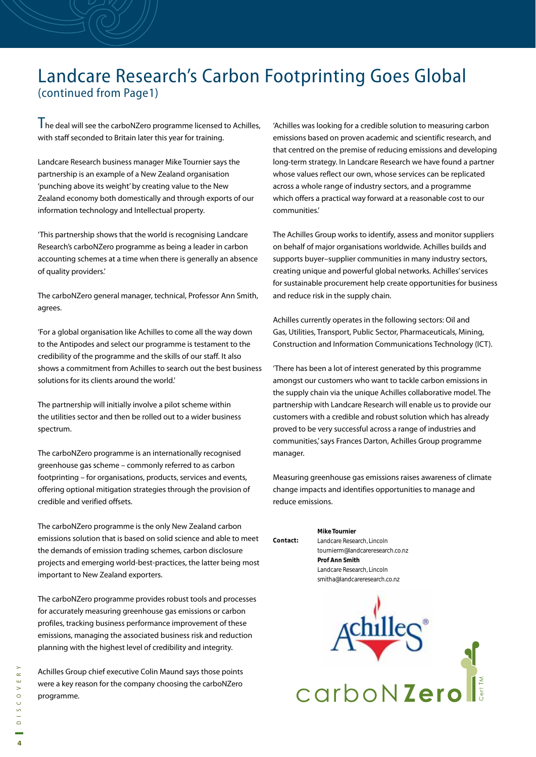# Landcare Research's Carbon Footprinting Goes Global
(continued from Page1)

The deal will see the carboNZero programme licensed to Achilles, with staff seconded to Britain later this year for training.

Landcare Research business manager Mike Tournier says the partnership is an example of a New Zealand organisation 'punching above its weight' by creating value to the New Zealand economy both domestically and through exports of our information technology and Intellectual property.

'This partnership shows that the world is recognising Landcare Research's carboNZero programme as being a leader in carbon accounting schemes at a time when there is generally an absence of quality providers.'

The carboNZero general manager, technical, Professor Ann Smith, agrees.

'For a global organisation like Achilles to come all the way down to the Antipodes and select our programme is testament to the credibility of the programme and the skills of our staff. It also shows a commitment from Achilles to search out the best business solutions for its clients around the world.'

The partnership will initially involve a pilot scheme within the utilities sector and then be rolled out to a wider business spectrum.

The carboNZero programme is an internationally recognised greenhouse gas scheme – commonly referred to as carbon footprinting – for organisations, products, services and events, offering optional mitigation strategies through the provision of credible and verified offsets.

The carboNZero programme is the only New Zealand carbon emissions solution that is based on solid science and able to meet the demands of emission trading schemes, carbon disclosure projects and emerging world-best-practices, the latter being most important to New Zealand exporters.

The carboNZero programme provides robust tools and processes for accurately measuring greenhouse gas emissions or carbon profiles, tracking business performance improvement of these emissions, managing the associated business risk and reduction planning with the highest level of credibility and integrity.

Achilles Group chief executive Colin Maund says those points were a key reason for the company choosing the carboNZero programme.

'Achilles was looking for a credible solution to measuring carbon emissions based on proven academic and scientific research, and that centred on the premise of reducing emissions and developing long-term strategy. In Landcare Research we have found a partner whose values reflect our own, whose services can be replicated across a whole range of industry sectors, and a programme which offers a practical way forward at a reasonable cost to our communities.'

The Achilles Group works to identify, assess and monitor suppliers on behalf of major organisations worldwide. Achilles builds and supports buyer–supplier communities in many industry sectors, creating unique and powerful global networks. Achilles' services for sustainable procurement help create opportunities for business and reduce risk in the supply chain.

Achilles currently operates in the following sectors: Oil and Gas, Utilities, Transport, Public Sector, Pharmaceuticals, Mining, Construction and Information Communications Technology (ICT).

'There has been a lot of interest generated by this programme amongst our customers who want to tackle carbon emissions in the supply chain via the unique Achilles collaborative model. The partnership with Landcare Research will enable us to provide our customers with a credible and robust solution which has already proved to be very successful across a range of industries and communities,' says Frances Darton, Achilles Group programme manager.

Measuring greenhouse gas emissions raises awareness of climate change impacts and identifies opportunities to manage and reduce emissions.

**Contact:**

**Mike Tournier**
Landcare Research, Lincoln
tournierm@landcareresearch.co.nz

**Prof Ann Smith**
Landcare Research, Lincoln
smitha@landcareresearch.co.nz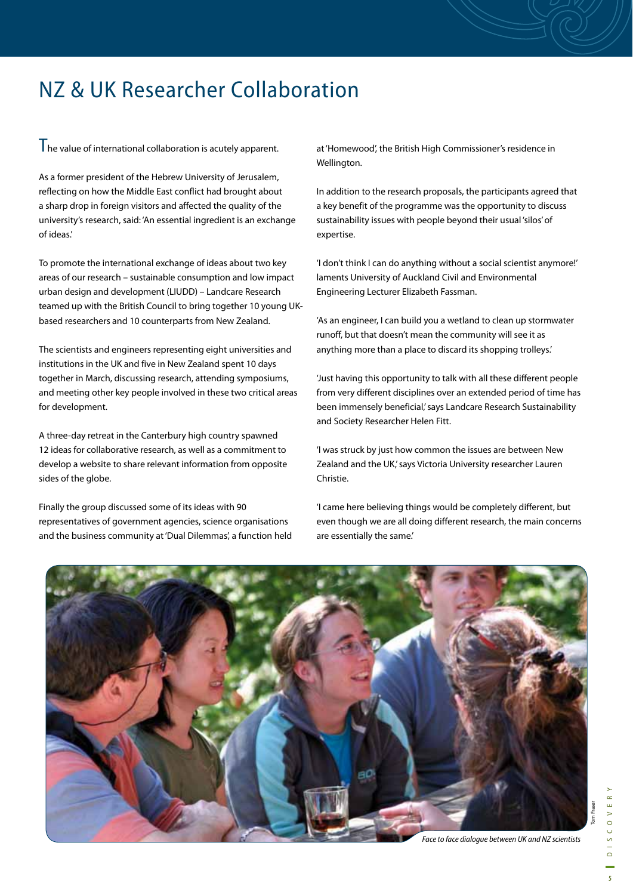# NZ & UK Researcher Collaboration

The value of international collaboration is acutely apparent.

As a former president of the Hebrew University of Jerusalem, reflecting on how the Middle East conflict had brought about a sharp drop in foreign visitors and affected the quality of the university's research, said: 'An essential ingredient is an exchange of ideas.'

To promote the international exchange of ideas about two key areas of our research – sustainable consumption and low impact urban design and development (LIUDD) – Landcare Research teamed up with the British Council to bring together 10 young UK-based researchers and 10 counterparts from New Zealand.

The scientists and engineers representing eight universities and institutions in the UK and five in New Zealand spent 10 days together in March, discussing research, attending symposiums, and meeting other key people involved in these two critical areas for development.

A three-day retreat in the Canterbury high country spawned 12 ideas for collaborative research, as well as a commitment to develop a website to share relevant information from opposite sides of the globe.

Finally the group discussed some of its ideas with 90 representatives of government agencies, science organisations and the business community at 'Dual Dilemmas', a function held at 'Homewood', the British High Commissioner's residence in Wellington.

In addition to the research proposals, the participants agreed that a key benefit of the programme was the opportunity to discuss sustainability issues with people beyond their usual 'silos' of expertise.

'I don't think I can do anything without a social scientist anymore!' laments University of Auckland Civil and Environmental Engineering Lecturer Elizabeth Fassman.

'As an engineer, I can build you a wetland to clean up stormwater runoff, but that doesn't mean the community will see it as anything more than a place to discard its shopping trolleys.'

'Just having this opportunity to talk with all these different people from very different disciplines over an extended period of time has been immensely beneficial,' says Landcare Research Sustainability and Society Researcher Helen Fitt.

'I was struck by just how common the issues are between New Zealand and the UK,' says Victoria University researcher Lauren Christie.

'I came here believing things would be completely different, but even though we are all doing different research, the main concerns are essentially the same.'

Tom Fraser

*Face to face dialogue between UK and NZ scientists*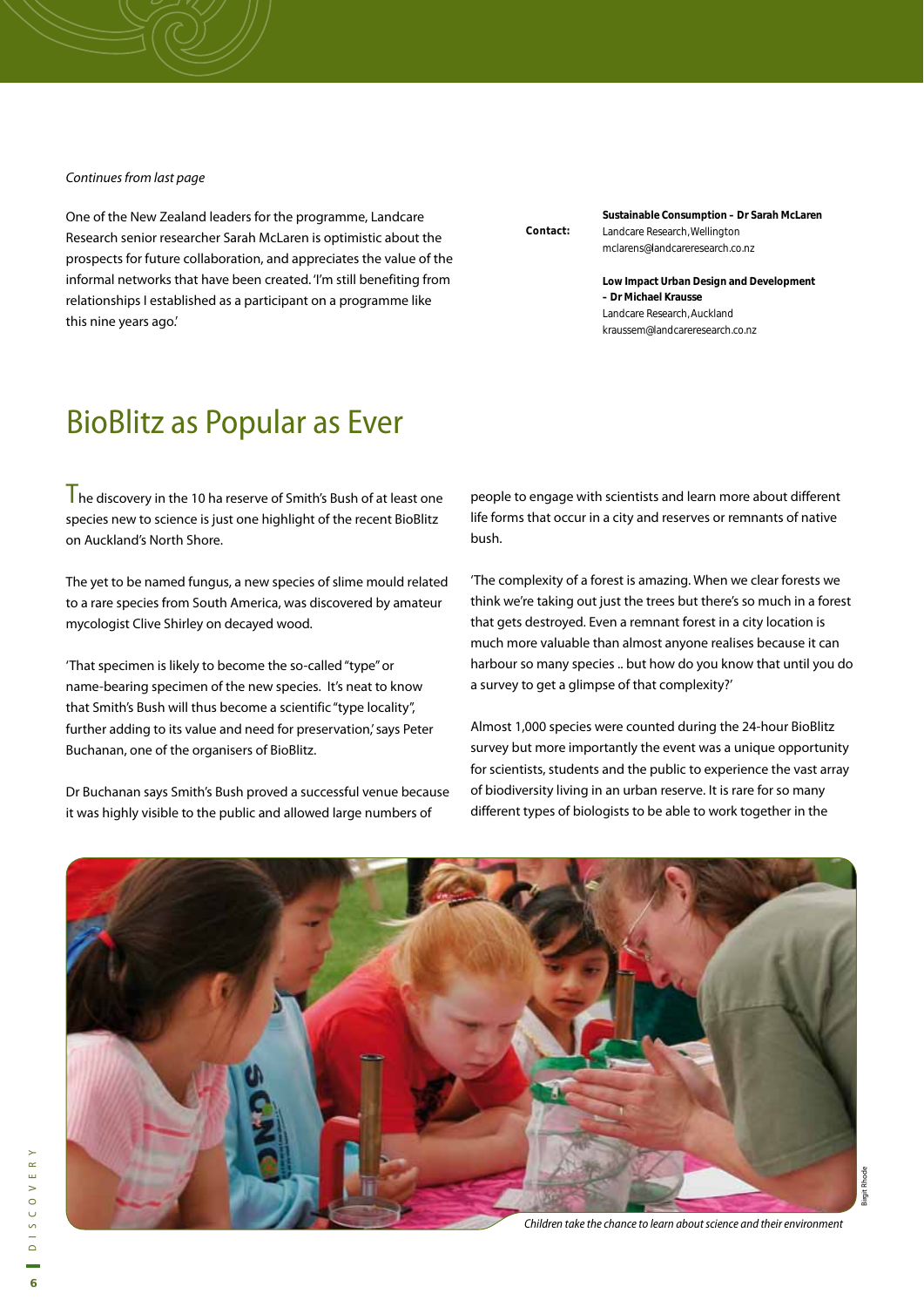*Continues from last page*

One of the New Zealand leaders for the programme, Landcare Research senior researcher Sarah McLaren is optimistic about the prospects for future collaboration, and appreciates the value of the informal networks that have been created. 'I'm still benefiting from relationships I established as a participant on a programme like this nine years ago.'

**Contact:**

**Sustainable Consumption – Dr Sarah McLaren**
Landcare Research, Wellington
mclarens@landcareresearch.co.nz

**Low Impact Urban Design and Development – Dr Michael Krausse**
Landcare Research, Auckland
kraussem@landcareresearch.co.nz

# BioBlitz as Popular as Ever

The discovery in the 10 ha reserve of Smith's Bush of at least one species new to science is just one highlight of the recent BioBlitz on Auckland's North Shore.

The yet to be named fungus, a new species of slime mould related to a rare species from South America, was discovered by amateur mycologist Clive Shirley on decayed wood.

'That specimen is likely to become the so-called "type" or name-bearing specimen of the new species. It's neat to know that Smith's Bush will thus become a scientific "type locality", further adding to its value and need for preservation,' says Peter Buchanan, one of the organisers of BioBlitz.

Dr Buchanan says Smith's Bush proved a successful venue because it was highly visible to the public and allowed large numbers of people to engage with scientists and learn more about different life forms that occur in a city and reserves or remnants of native bush.

'The complexity of a forest is amazing. When we clear forests we think we're taking out just the trees but there's so much in a forest that gets destroyed. Even a remnant forest in a city location is much more valuable than almost anyone realises because it can harbour so many species .. but how do you know that until you do a survey to get a glimpse of that complexity?'

Almost 1,000 species were counted during the 24-hour BioBlitz survey but more importantly the event was a unique opportunity for scientists, students and the public to experience the vast array of biodiversity living in an urban reserve. It is rare for so many different types of biologists to be able to work together in the

*Children take the chance to learn about science and their environment*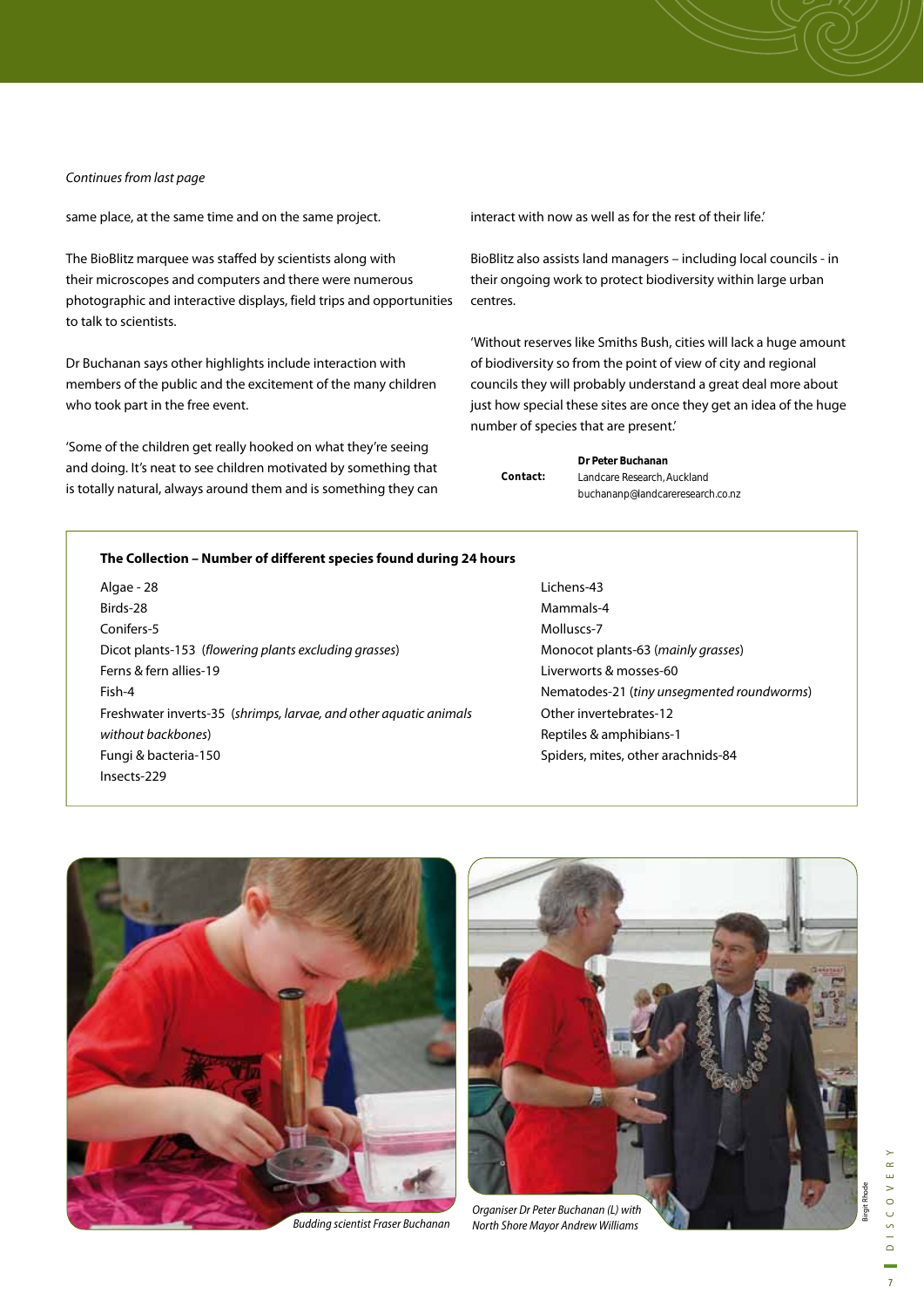*Continues from last page*

same place, at the same time and on the same project.

The BioBlitz marquee was staffed by scientists along with their microscopes and computers and there were numerous photographic and interactive displays, field trips and opportunities to talk to scientists.

Dr Buchanan says other highlights include interaction with members of the public and the excitement of the many children who took part in the free event.

'Some of the children get really hooked on what they're seeing and doing. It's neat to see children motivated by something that is totally natural, always around them and is something they can interact with now as well as for the rest of their life.'

BioBlitz also assists land managers – including local councils - in their ongoing work to protect biodiversity within large urban centres.

'Without reserves like Smiths Bush, cities will lack a huge amount of biodiversity so from the point of view of city and regional councils they will probably understand a great deal more about just how special these sites are once they get an idea of the huge number of species that are present.'

**Contact:** **Dr Peter Buchanan**
Landcare Research, Auckland
buchananp@landcareresearch.co.nz

**The Collection – Number of different species found during 24 hours**

- Algae - 28
- Birds-28
- Conifers-5
- Dicot plants-153 (*flowering plants excluding grasses*)
- Ferns & fern allies-19
- Fish-4
- Freshwater inverts-35 (*shrimps, larvae, and other aquatic animals without backbones*)
- Fungi & bacteria-150
- Insects-229
- Lichens-43
- Mammals-4
- Molluscs-7
- Monocot plants-63 (*mainly grasses*)
- Liverworts & mosses-60
- Nematodes-21 (*tiny unsegmented roundworms*)
- Other invertebrates-12
- Reptiles & amphibians-1
- Spiders, mites, other arachnids-84

*Budding scientist Fraser Buchanan*

*Organiser Dr Peter Buchanan (L) with North Shore Mayor Andrew Williams*

Birgit Rhode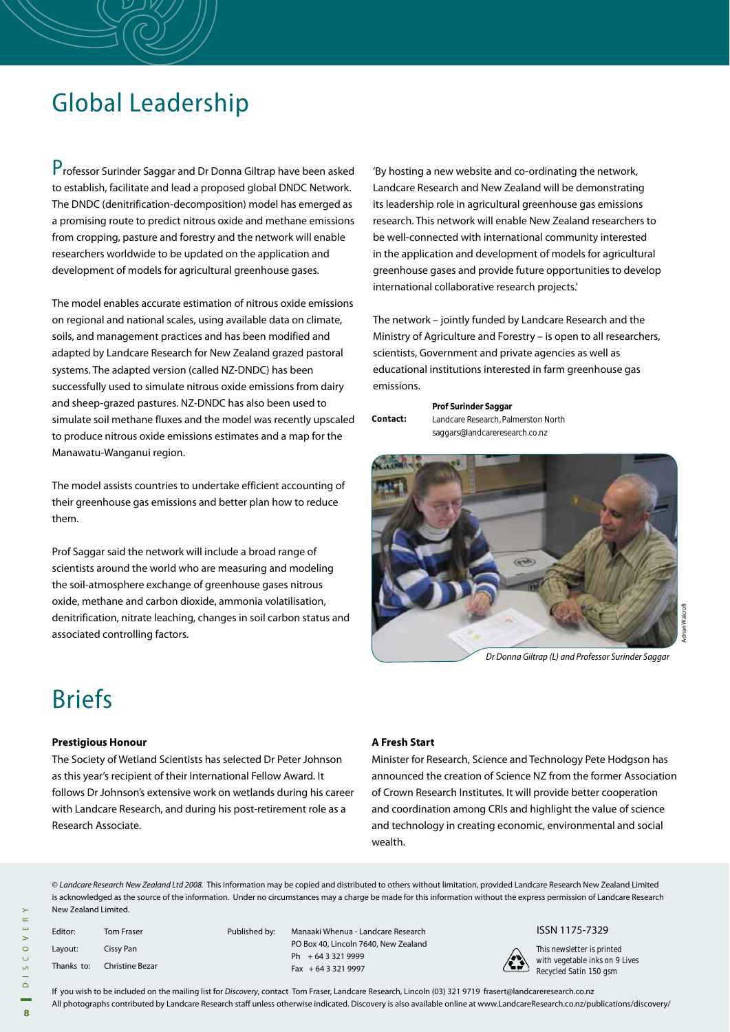# Global Leadership

Professor Surinder Saggar and Dr Donna Giltrap have been asked to establish, facilitate and lead a proposed global DNDC Network. The DNDC (denitrification-decomposition) model has emerged as a promising route to predict nitrous oxide and methane emissions from cropping, pasture and forestry and the network will enable researchers worldwide to be updated on the application and development of models for agricultural greenhouse gases.

The model enables accurate estimation of nitrous oxide emissions on regional and national scales, using available data on climate, soils, and management practices and has been modified and adapted by Landcare Research for New Zealand grazed pastoral systems. The adapted version (called NZ-DNDC) has been successfully used to simulate nitrous oxide emissions from dairy and sheep-grazed pastures. NZ-DNDC has also been used to simulate soil methane fluxes and the model was recently upscaled to produce nitrous oxide emissions estimates and a map for the Manawatu-Wanganui region.

The model assists countries to undertake efficient accounting of their greenhouse gas emissions and better plan how to reduce them.

Prof Saggar said the network will include a broad range of scientists around the world who are measuring and modeling the soil-atmosphere exchange of greenhouse gases nitrous oxide, methane and carbon dioxide, ammonia volatilisation, denitrification, nitrate leaching, changes in soil carbon status and associated controlling factors.

'By hosting a new website and co-ordinating the network, Landcare Research and New Zealand will be demonstrating its leadership role in agricultural greenhouse gas emissions research. This network will enable New Zealand researchers to be well-connected with international community interested in the application and development of models for agricultural greenhouse gases and provide future opportunities to develop international collaborative research projects.'

The network – jointly funded by Landcare Research and the Ministry of Agriculture and Forestry – is open to all researchers, scientists, Government and private agencies as well as educational institutions interested in farm greenhouse gas emissions.

**Contact:** **Prof Surinder Saggar**
Landcare Research, Palmerston North
saggars@landcareresearch.co.nz

Adrian Walcroft

*Dr Donna Giltrap (L) and Professor Surinder Saggar*

# Briefs

**Prestigious Honour**

The Society of Wetland Scientists has selected Dr Peter Johnson as this year's recipient of their International Fellow Award. It follows Dr Johnson's extensive work on wetlands during his career with Landcare Research, and during his post-retirement role as a Research Associate.

**A Fresh Start**

Minister for Research, Science and Technology Pete Hodgson has announced the creation of Science NZ from the former Association of Crown Research Institutes. It will provide better cooperation and coordination among CRIs and highlight the value of science and technology in creating economic, environmental and social wealth.

© *Landcare Research New Zealand Ltd 2008.* This information may be copied and distributed to others without limitation, provided Landcare Research New Zealand Limited is acknowledged as the source of the information. Under no circumstances may a charge be made for this information without the express permission of Landcare Research New Zealand Limited.

Editor: Tom Fraser
Layout: Cissy Pan
Thanks to: Christine Bezar

Published by: Manaaki Whenua - Landcare Research
PO Box 40, Lincoln 7640, New Zealand
Ph + 64 3 321 9999
Fax + 64 3 321 9997

ISSN 1175-7329

This newsletter is printed with vegetable inks on 9 Lives Recycled Satin 150 gsm

If you wish to be included on the mailing list for *Discovery*, contact Tom Fraser, Landcare Research, Lincoln (03) 321 9719 frasert@landcareresearch.co.nz
All photographs contributed by Landcare Research staff unless otherwise indicated. Discovery is also available online at www.LandcareResearch.co.nz/publications/discovery/